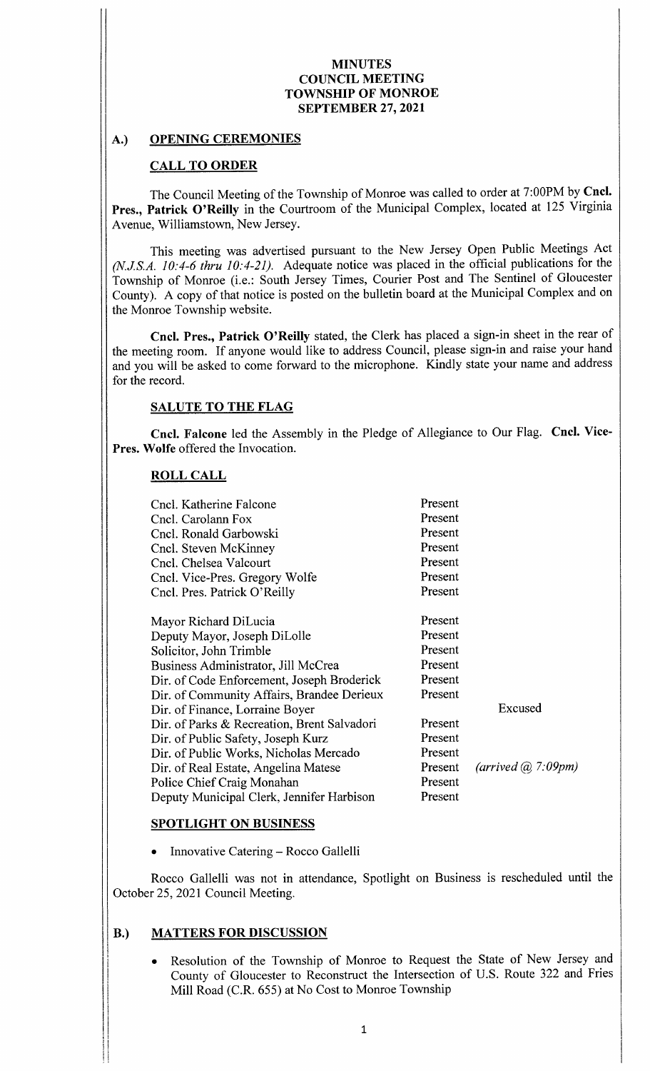# MINUTES
# COUNCIL MEETING
# TOWNSHIP OF MONROE
# SEPTEMBER 27, 2021

## A.) OPENING CEREMONIES

### CALL TO ORDER

The Council Meeting of the Township of Monroe was called to order at 7:00PM by **Cncl. Pres., Patrick O'Reilly** in the Courtroom of the Municipal Complex, located at 125 Virginia Avenue, Williamstown, New Jersey.

This meeting was advertised pursuant to the New Jersey Open Public Meetings Act *(N.J.S.A. 10:4-6 thru 10:4-21)*. Adequate notice was placed in the official publications for the Township of Monroe (i.e.: South Jersey Times, Courier Post and The Sentinel of Gloucester County). A copy of that notice is posted on the bulletin board at the Municipal Complex and on the Monroe Township website.

**Cncl. Pres., Patrick O'Reilly** stated, the Clerk has placed a sign-in sheet in the rear of the meeting room. If anyone would like to address Council, please sign-in and raise your hand and you will be asked to come forward to the microphone. Kindly state your name and address for the record.

### SALUTE TO THE FLAG

**Cncl. Falcone** led the Assembly in the Pledge of Allegiance to Our Flag. **Cncl. Vice-Pres. Wolfe** offered the Invocation.

### ROLL CALL

| | | |
|---|---|---|
| Cncl. Katherine Falcone | Present | |
| Cncl. Carolann Fox | Present | |
| Cncl. Ronald Garbowski | Present | |
| Cncl. Steven McKinney | Present | |
| Cncl. Chelsea Valcourt | Present | |
| Cncl. Vice-Pres. Gregory Wolfe | Present | |
| Cncl. Pres. Patrick O'Reilly | Present | |
| | | |
| Mayor Richard DiLucia | Present | |
| Deputy Mayor, Joseph DiLolle | Present | |
| Solicitor, John Trimble | Present | |
| Business Administrator, Jill McCrea | Present | |
| Dir. of Code Enforcement, Joseph Broderick | Present | |
| Dir. of Community Affairs, Brandee Derieux | Present | |
| Dir. of Finance, Lorraine Boyer | | Excused |
| Dir. of Parks & Recreation, Brent Salvadori | Present | |
| Dir. of Public Safety, Joseph Kurz | Present | |
| Dir. of Public Works, Nicholas Mercado | Present | |
| Dir. of Real Estate, Angelina Matese | Present | *(arrived @ 7:09pm)* |
| Police Chief Craig Monahan | Present | |
| Deputy Municipal Clerk, Jennifer Harbison | Present | |

### SPOTLIGHT ON BUSINESS

- Innovative Catering – Rocco Gallelli

Rocco Gallelli was not in attendance, Spotlight on Business is rescheduled until the October 25, 2021 Council Meeting.

## B.) MATTERS FOR DISCUSSION

- Resolution of the Township of Monroe to Request the State of New Jersey and County of Gloucester to Reconstruct the Intersection of U.S. Route 322 and Fries Mill Road (C.R. 655) at No Cost to Monroe Township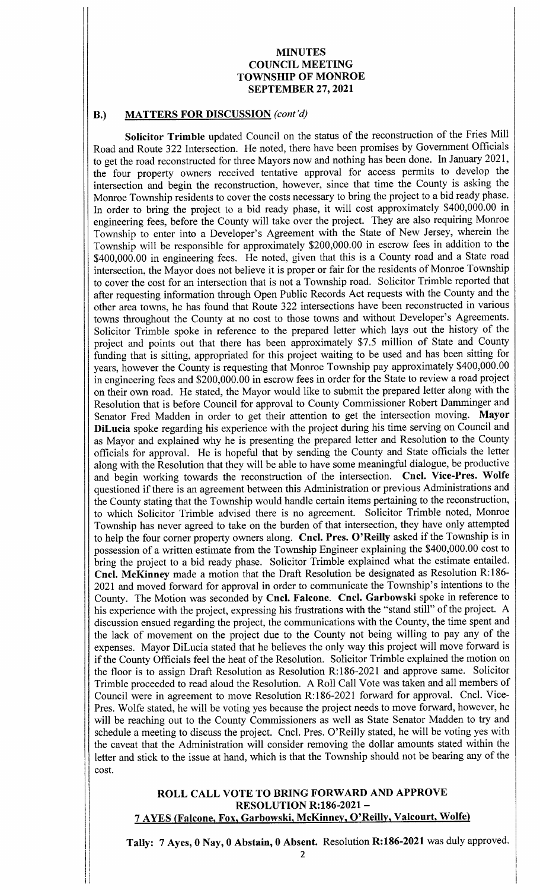# MINUTES
## COUNCIL MEETING
## TOWNSHIP OF MONROE
## SEPTEMBER 27, 2021

### B.) MATTERS FOR DISCUSSION *(cont'd)*

**Solicitor Trimble** updated Council on the status of the reconstruction of the Fries Mill Road and Route 322 Intersection. He noted, there have been promises by Government Officials to get the road reconstructed for three Mayors now and nothing has been done. In January 2021, the four property owners received tentative approval for access permits to develop the intersection and begin the reconstruction, however, since that time the County is asking the Monroe Township residents to cover the costs necessary to bring the project to a bid ready phase. In order to bring the project to a bid ready phase, it will cost approximately $400,000.00 in engineering fees, before the County will take over the project. They are also requiring Monroe Township to enter into a Developer's Agreement with the State of New Jersey, wherein the Township will be responsible for approximately $200,000.00 in escrow fees in addition to the $400,000.00 in engineering fees. He noted, given that this is a County road and a State road intersection, the Mayor does not believe it is proper or fair for the residents of Monroe Township to cover the cost for an intersection that is not a Township road. Solicitor Trimble reported that after requesting information through Open Public Records Act requests with the County and the other area towns, he has found that Route 322 intersections have been reconstructed in various towns throughout the County at no cost to those towns and without Developer's Agreements. Solicitor Trimble spoke in reference to the prepared letter which lays out the history of the project and points out that there has been approximately $7.5 million of State and County funding that is sitting, appropriated for this project waiting to be used and has been sitting for years, however the County is requesting that Monroe Township pay approximately $400,000.00 in engineering fees and $200,000.00 in escrow fees in order for the State to review a road project on their own road. He stated, the Mayor would like to submit the prepared letter along with the Resolution that is before Council for approval to County Commissioner Robert Damminger and Senator Fred Madden in order to get their attention to get the intersection moving. **Mayor DiLucia** spoke regarding his experience with the project during his time serving on Council and as Mayor and explained why he is presenting the prepared letter and Resolution to the County officials for approval. He is hopeful that by sending the County and State officials the letter along with the Resolution that they will be able to have some meaningful dialogue, be productive and begin working towards the reconstruction of the intersection. **Cncl. Vice-Pres. Wolfe** questioned if there is an agreement between this Administration or previous Administrations and the County stating that the Township would handle certain items pertaining to the reconstruction, to which Solicitor Trimble advised there is no agreement. Solicitor Trimble noted, Monroe Township has never agreed to take on the burden of that intersection, they have only attempted to help the four corner property owners along. **Cncl. Pres. O'Reilly** asked if the Township is in possession of a written estimate from the Township Engineer explaining the $400,000.00 cost to bring the project to a bid ready phase. Solicitor Trimble explained what the estimate entailed. **Cncl. McKinney** made a motion that the Draft Resolution be designated as Resolution R:186-2021 and moved forward for approval in order to communicate the Township's intentions to the County. The Motion was seconded by **Cncl. Falcone**. **Cncl. Garbowski** spoke in reference to his experience with the project, expressing his frustrations with the "stand still" of the project. A discussion ensued regarding the project, the communications with the County, the time spent and the lack of movement on the project due to the County not being willing to pay any of the expenses. Mayor DiLucia stated that he believes the only way this project will move forward is if the County Officials feel the heat of the Resolution. Solicitor Trimble explained the motion on the floor is to assign Draft Resolution as Resolution R:186-2021 and approve same. Solicitor Trimble proceeded to read aloud the Resolution. A Roll Call Vote was taken and all members of Council were in agreement to move Resolution R:186-2021 forward for approval. Cncl. Vice-Pres. Wolfe stated, he will be voting yes because the project needs to move forward, however, he will be reaching out to the County Commissioners as well as State Senator Madden to try and schedule a meeting to discuss the project. Cncl. Pres. O'Reilly stated, he will be voting yes with the caveat that the Administration will consider removing the dollar amounts stated within the letter and stick to the issue at hand, which is that the Township should not be bearing any of the cost.

**ROLL CALL VOTE TO BRING FORWARD AND APPROVE RESOLUTION R:186-2021 –**
**<u>7 AYES (Falcone, Fox, Garbowski, McKinney, O'Reilly, Valcourt, Wolfe)</u>**

**Tally: 7 Ayes, 0 Nay, 0 Abstain, 0 Absent.** Resolution **R:186-2021** was duly approved.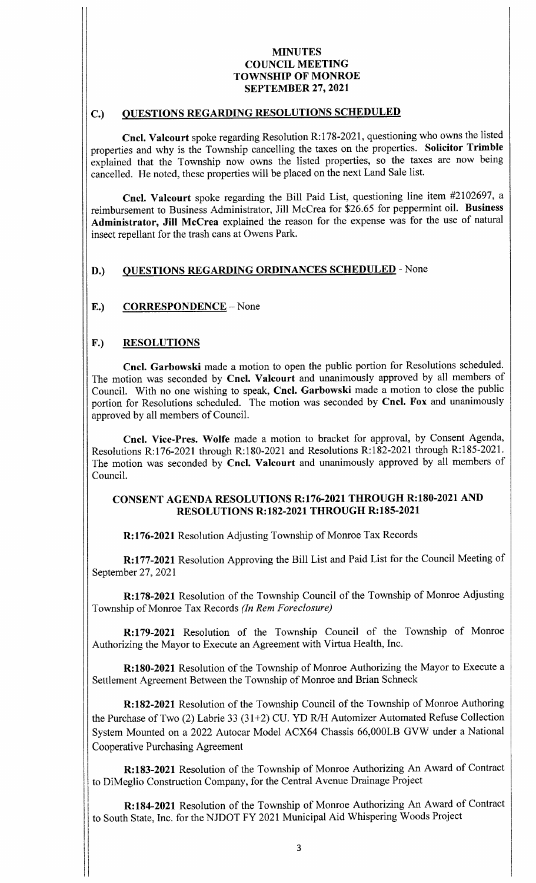**MINUTES**
**COUNCIL MEETING**
**TOWNSHIP OF MONROE**
**SEPTEMBER 27, 2021**

## C.) QUESTIONS REGARDING RESOLUTIONS SCHEDULED

**Cncl. Valcourt** spoke regarding Resolution R:178-2021, questioning who owns the listed properties and why is the Township cancelling the taxes on the properties. **Solicitor Trimble** explained that the Township now owns the listed properties, so the taxes are now being cancelled. He noted, these properties will be placed on the next Land Sale list.

**Cncl. Valcourt** spoke regarding the Bill Paid List, questioning line item #2102697, a reimbursement to Business Administrator, Jill McCrea for $26.65 for peppermint oil. **Business Administrator, Jill McCrea** explained the reason for the expense was for the use of natural insect repellant for the trash cans at Owens Park.

## D.) QUESTIONS REGARDING ORDINANCES SCHEDULED - None

## E.) CORRESPONDENCE – None

## F.) RESOLUTIONS

**Cncl. Garbowski** made a motion to open the public portion for Resolutions scheduled. The motion was seconded by **Cncl. Valcourt** and unanimously approved by all members of Council. With no one wishing to speak, **Cncl. Garbowski** made a motion to close the public portion for Resolutions scheduled. The motion was seconded by **Cncl. Fox** and unanimously approved by all members of Council.

**Cncl. Vice-Pres. Wolfe** made a motion to bracket for approval, by Consent Agenda, Resolutions R:176-2021 through R:180-2021 and Resolutions R:182-2021 through R:185-2021. The motion was seconded by **Cncl. Valcourt** and unanimously approved by all members of Council.

### CONSENT AGENDA RESOLUTIONS R:176-2021 THROUGH R:180-2021 AND RESOLUTIONS R:182-2021 THROUGH R:185-2021

**R:176-2021** Resolution Adjusting Township of Monroe Tax Records

**R:177-2021** Resolution Approving the Bill List and Paid List for the Council Meeting of September 27, 2021

**R:178-2021** Resolution of the Township Council of the Township of Monroe Adjusting Township of Monroe Tax Records *(In Rem Foreclosure)*

**R:179-2021** Resolution of the Township Council of the Township of Monroe Authorizing the Mayor to Execute an Agreement with Virtua Health, Inc.

**R:180-2021** Resolution of the Township of Monroe Authorizing the Mayor to Execute a Settlement Agreement Between the Township of Monroe and Brian Schneck

**R:182-2021** Resolution of the Township Council of the Township of Monroe Authoring the Purchase of Two (2) Labrie 33 (31+2) CU. YD R/H Automizer Automated Refuse Collection System Mounted on a 2022 Autocar Model ACX64 Chassis 66,000LB GVW under a National Cooperative Purchasing Agreement

**R:183-2021** Resolution of the Township of Monroe Authorizing An Award of Contract to DiMeglio Construction Company, for the Central Avenue Drainage Project

**R:184-2021** Resolution of the Township of Monroe Authorizing An Award of Contract to South State, Inc. for the NJDOT FY 2021 Municipal Aid Whispering Woods Project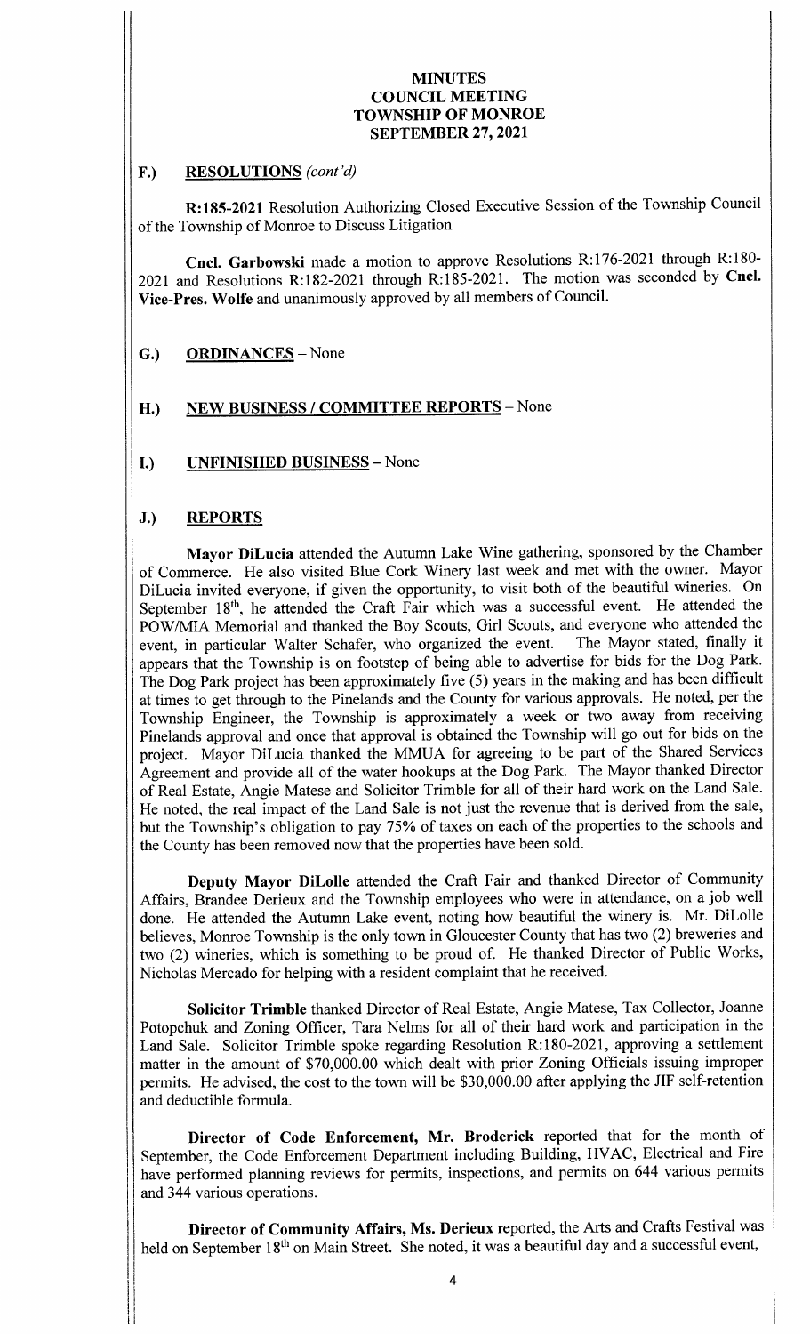**MINUTES**
**COUNCIL MEETING**
**TOWNSHIP OF MONROE**
**SEPTEMBER 27, 2021**

## F.) RESOLUTIONS *(cont'd)*

**R:185-2021** Resolution Authorizing Closed Executive Session of the Township Council of the Township of Monroe to Discuss Litigation

**Cncl. Garbowski** made a motion to approve Resolutions R:176-2021 through R:180-2021 and Resolutions R:182-2021 through R:185-2021. The motion was seconded by **Cncl. Vice-Pres. Wolfe** and unanimously approved by all members of Council.

## G.) ORDINANCES – None

## H.) NEW BUSINESS / COMMITTEE REPORTS – None

## I.) UNFINISHED BUSINESS – None

## J.) REPORTS

**Mayor DiLucia** attended the Autumn Lake Wine gathering, sponsored by the Chamber of Commerce. He also visited Blue Cork Winery last week and met with the owner. Mayor DiLucia invited everyone, if given the opportunity, to visit both of the beautiful wineries. On September 18th, he attended the Craft Fair which was a successful event. He attended the POW/MIA Memorial and thanked the Boy Scouts, Girl Scouts, and everyone who attended the event, in particular Walter Schafer, who organized the event. The Mayor stated, finally it appears that the Township is on footstep of being able to advertise for bids for the Dog Park. The Dog Park project has been approximately five (5) years in the making and has been difficult at times to get through to the Pinelands and the County for various approvals. He noted, per the Township Engineer, the Township is approximately a week or two away from receiving Pinelands approval and once that approval is obtained the Township will go out for bids on the project. Mayor DiLucia thanked the MMUA for agreeing to be part of the Shared Services Agreement and provide all of the water hookups at the Dog Park. The Mayor thanked Director of Real Estate, Angie Matese and Solicitor Trimble for all of their hard work on the Land Sale. He noted, the real impact of the Land Sale is not just the revenue that is derived from the sale, but the Township's obligation to pay 75% of taxes on each of the properties to the schools and the County has been removed now that the properties have been sold.

**Deputy Mayor DiLolle** attended the Craft Fair and thanked Director of Community Affairs, Brandee Derieux and the Township employees who were in attendance, on a job well done. He attended the Autumn Lake event, noting how beautiful the winery is. Mr. DiLolle believes, Monroe Township is the only town in Gloucester County that has two (2) breweries and two (2) wineries, which is something to be proud of. He thanked Director of Public Works, Nicholas Mercado for helping with a resident complaint that he received.

**Solicitor Trimble** thanked Director of Real Estate, Angie Matese, Tax Collector, Joanne Potopchuk and Zoning Officer, Tara Nelms for all of their hard work and participation in the Land Sale. Solicitor Trimble spoke regarding Resolution R:180-2021, approving a settlement matter in the amount of $70,000.00 which dealt with prior Zoning Officials issuing improper permits. He advised, the cost to the town will be $30,000.00 after applying the JIF self-retention and deductible formula.

**Director of Code Enforcement, Mr. Broderick** reported that for the month of September, the Code Enforcement Department including Building, HVAC, Electrical and Fire have performed planning reviews for permits, inspections, and permits on 644 various permits and 344 various operations.

**Director of Community Affairs, Ms. Derieux** reported, the Arts and Crafts Festival was held on September 18th on Main Street. She noted, it was a beautiful day and a successful event,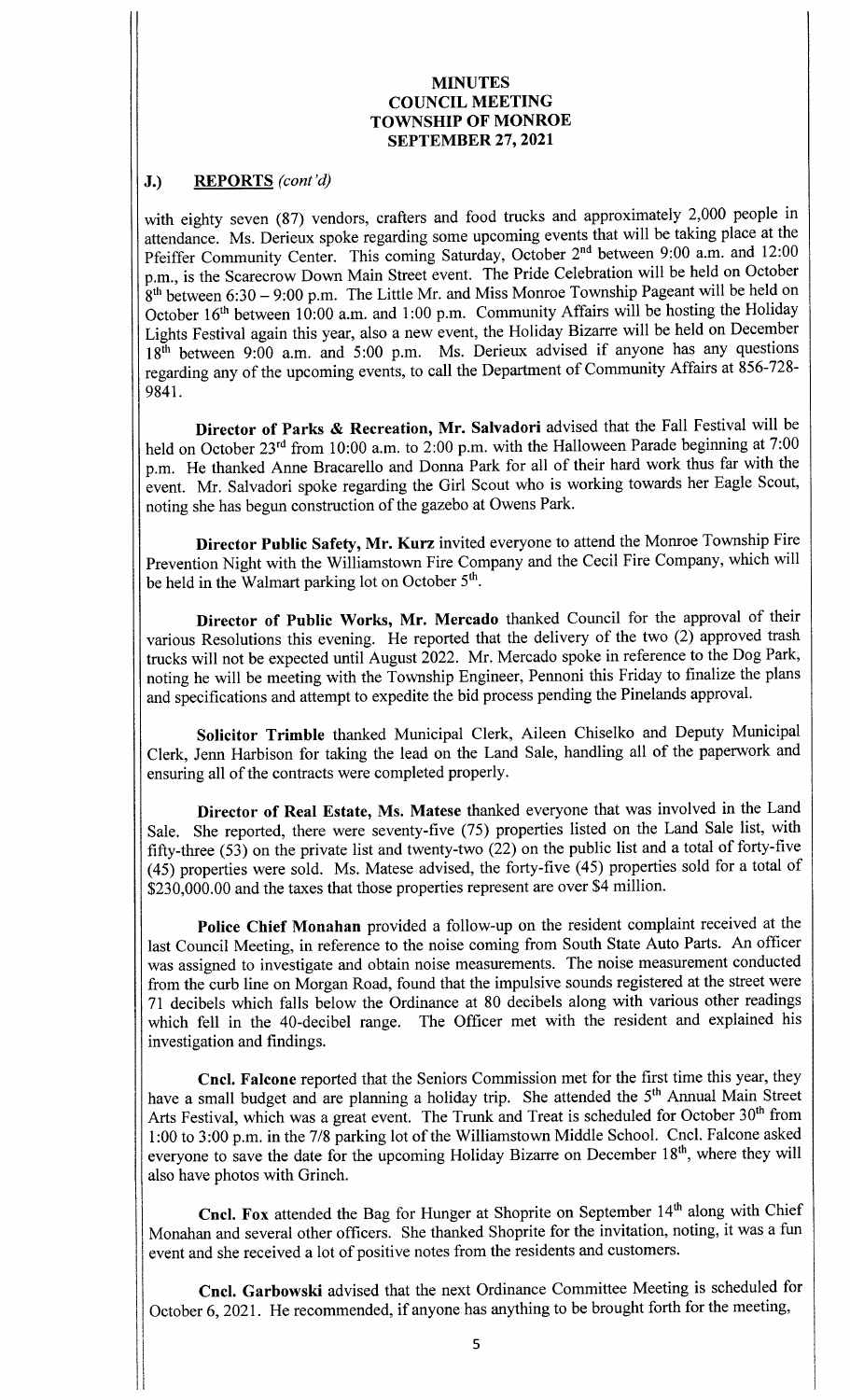**MINUTES**
**COUNCIL MEETING**
**TOWNSHIP OF MONROE**
**SEPTEMBER 27, 2021**

## J.) REPORTS *(cont'd)*

with eighty seven (87) vendors, crafters and food trucks and approximately 2,000 people in attendance. Ms. Derieux spoke regarding some upcoming events that will be taking place at the Pfeiffer Community Center. This coming Saturday, October 2nd between 9:00 a.m. and 12:00 p.m., is the Scarecrow Down Main Street event. The Pride Celebration will be held on October 8th between 6:30 – 9:00 p.m. The Little Mr. and Miss Monroe Township Pageant will be held on October 16th between 10:00 a.m. and 1:00 p.m. Community Affairs will be hosting the Holiday Lights Festival again this year, also a new event, the Holiday Bizarre will be held on December 18th between 9:00 a.m. and 5:00 p.m. Ms. Derieux advised if anyone has any questions regarding any of the upcoming events, to call the Department of Community Affairs at 856-728-9841.

**Director of Parks & Recreation, Mr. Salvadori** advised that the Fall Festival will be held on October 23rd from 10:00 a.m. to 2:00 p.m. with the Halloween Parade beginning at 7:00 p.m. He thanked Anne Bracarello and Donna Park for all of their hard work thus far with the event. Mr. Salvadori spoke regarding the Girl Scout who is working towards her Eagle Scout, noting she has begun construction of the gazebo at Owens Park.

**Director Public Safety, Mr. Kurz** invited everyone to attend the Monroe Township Fire Prevention Night with the Williamstown Fire Company and the Cecil Fire Company, which will be held in the Walmart parking lot on October 5th.

**Director of Public Works, Mr. Mercado** thanked Council for the approval of their various Resolutions this evening. He reported that the delivery of the two (2) approved trash trucks will not be expected until August 2022. Mr. Mercado spoke in reference to the Dog Park, noting he will be meeting with the Township Engineer, Pennoni this Friday to finalize the plans and specifications and attempt to expedite the bid process pending the Pinelands approval.

**Solicitor Trimble** thanked Municipal Clerk, Aileen Chiselko and Deputy Municipal Clerk, Jenn Harbison for taking the lead on the Land Sale, handling all of the paperwork and ensuring all of the contracts were completed properly.

**Director of Real Estate, Ms. Matese** thanked everyone that was involved in the Land Sale. She reported, there were seventy-five (75) properties listed on the Land Sale list, with fifty-three (53) on the private list and twenty-two (22) on the public list and a total of forty-five (45) properties were sold. Ms. Matese advised, the forty-five (45) properties sold for a total of $230,000.00 and the taxes that those properties represent are over $4 million.

**Police Chief Monahan** provided a follow-up on the resident complaint received at the last Council Meeting, in reference to the noise coming from South State Auto Parts. An officer was assigned to investigate and obtain noise measurements. The noise measurement conducted from the curb line on Morgan Road, found that the impulsive sounds registered at the street were 71 decibels which falls below the Ordinance at 80 decibels along with various other readings which fell in the 40-decibel range. The Officer met with the resident and explained his investigation and findings.

**Cncl. Falcone** reported that the Seniors Commission met for the first time this year, they have a small budget and are planning a holiday trip. She attended the 5th Annual Main Street Arts Festival, which was a great event. The Trunk and Treat is scheduled for October 30th from 1:00 to 3:00 p.m. in the 7/8 parking lot of the Williamstown Middle School. Cncl. Falcone asked everyone to save the date for the upcoming Holiday Bizarre on December 18th, where they will also have photos with Grinch.

**Cncl. Fox** attended the Bag for Hunger at Shoprite on September 14th along with Chief Monahan and several other officers. She thanked Shoprite for the invitation, noting, it was a fun event and she received a lot of positive notes from the residents and customers.

**Cncl. Garbowski** advised that the next Ordinance Committee Meeting is scheduled for October 6, 2021. He recommended, if anyone has anything to be brought forth for the meeting,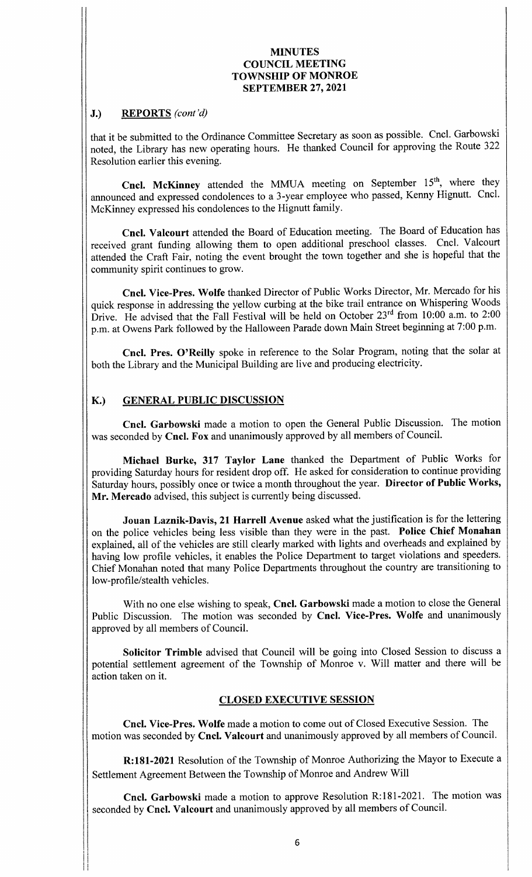# MINUTES
# COUNCIL MEETING
# TOWNSHIP OF MONROE
# SEPTEMBER 27, 2021

## J.) REPORTS *(cont'd)*

that it be submitted to the Ordinance Committee Secretary as soon as possible. Cncl. Garbowski noted, the Library has new operating hours. He thanked Council for approving the Route 322 Resolution earlier this evening.

**Cncl. McKinney** attended the MMUA meeting on September 15th, where they announced and expressed condolences to a 3-year employee who passed, Kenny Hignutt. Cncl. McKinney expressed his condolences to the Hignutt family.

**Cncl. Valcourt** attended the Board of Education meeting. The Board of Education has received grant funding allowing them to open additional preschool classes. Cncl. Valcourt attended the Craft Fair, noting the event brought the town together and she is hopeful that the community spirit continues to grow.

**Cncl. Vice-Pres. Wolfe** thanked Director of Public Works Director, Mr. Mercado for his quick response in addressing the yellow curbing at the bike trail entrance on Whispering Woods Drive. He advised that the Fall Festival will be held on October 23rd from 10:00 a.m. to 2:00 p.m. at Owens Park followed by the Halloween Parade down Main Street beginning at 7:00 p.m.

**Cncl. Pres. O'Reilly** spoke in reference to the Solar Program, noting that the solar at both the Library and the Municipal Building are live and producing electricity.

## K.) GENERAL PUBLIC DISCUSSION

**Cncl. Garbowski** made a motion to open the General Public Discussion. The motion was seconded by **Cncl. Fox** and unanimously approved by all members of Council.

**Michael Burke, 317 Taylor Lane** thanked the Department of Public Works for providing Saturday hours for resident drop off. He asked for consideration to continue providing Saturday hours, possibly once or twice a month throughout the year. **Director of Public Works, Mr. Mercado** advised, this subject is currently being discussed.

**Jouan Laznik-Davis, 21 Harrell Avenue** asked what the justification is for the lettering on the police vehicles being less visible than they were in the past. **Police Chief Monahan** explained, all of the vehicles are still clearly marked with lights and overheads and explained by having low profile vehicles, it enables the Police Department to target violations and speeders. Chief Monahan noted that many Police Departments throughout the country are transitioning to low-profile/stealth vehicles.

With no one else wishing to speak, **Cncl. Garbowski** made a motion to close the General Public Discussion. The motion was seconded by **Cncl. Vice-Pres. Wolfe** and unanimously approved by all members of Council.

**Solicitor Trimble** advised that Council will be going into Closed Session to discuss a potential settlement agreement of the Township of Monroe v. Will matter and there will be action taken on it.

## CLOSED EXECUTIVE SESSION

**Cncl. Vice-Pres. Wolfe** made a motion to come out of Closed Executive Session. The motion was seconded by **Cncl. Valcourt** and unanimously approved by all members of Council.

**R:181-2021** Resolution of the Township of Monroe Authorizing the Mayor to Execute a Settlement Agreement Between the Township of Monroe and Andrew Will

**Cncl. Garbowski** made a motion to approve Resolution R:181-2021. The motion was seconded by **Cncl. Valcourt** and unanimously approved by all members of Council.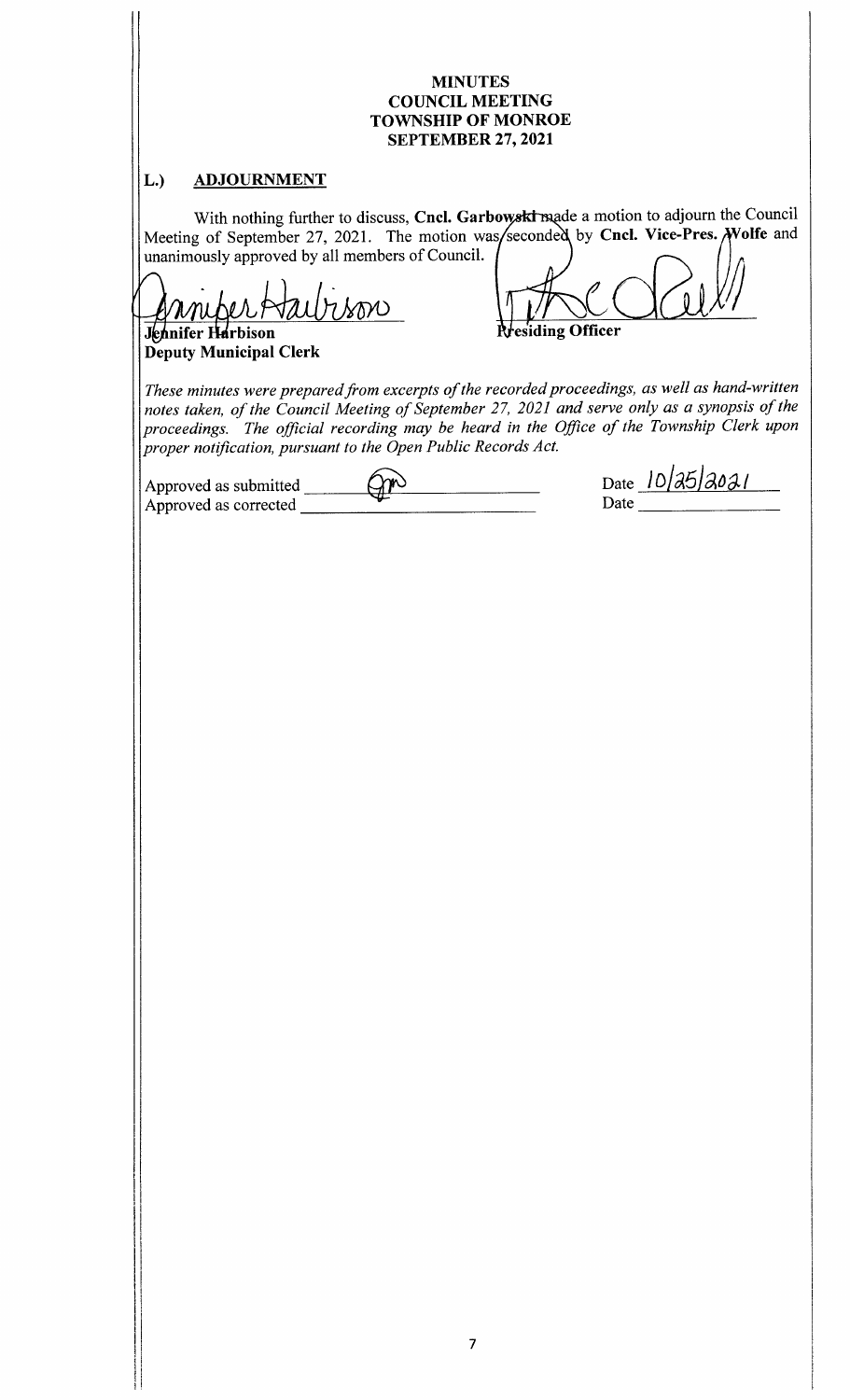**MINUTES**
**COUNCIL MEETING**
**TOWNSHIP OF MONROE**
**SEPTEMBER 27, 2021**

## L.) ADJOURNMENT

With nothing further to discuss, **Cncl. Garbowski** made a motion to adjourn the Council Meeting of September 27, 2021. The motion was seconded by **Cncl. Vice-Pres. Wolfe** and unanimously approved by all members of Council.

**Jennifer Harbison**
**Deputy Municipal Clerk**

**Presiding Officer**

*These minutes were prepared from excerpts of the recorded proceedings, as well as hand-written notes taken, of the Council Meeting of September 27, 2021 and serve only as a synopsis of the proceedings. The official recording may be heard in the Office of the Township Clerk upon proper notification, pursuant to the Open Public Records Act.*

Approved as submitted ________ Date 10/25/2021
Approved as corrected ________ Date ________